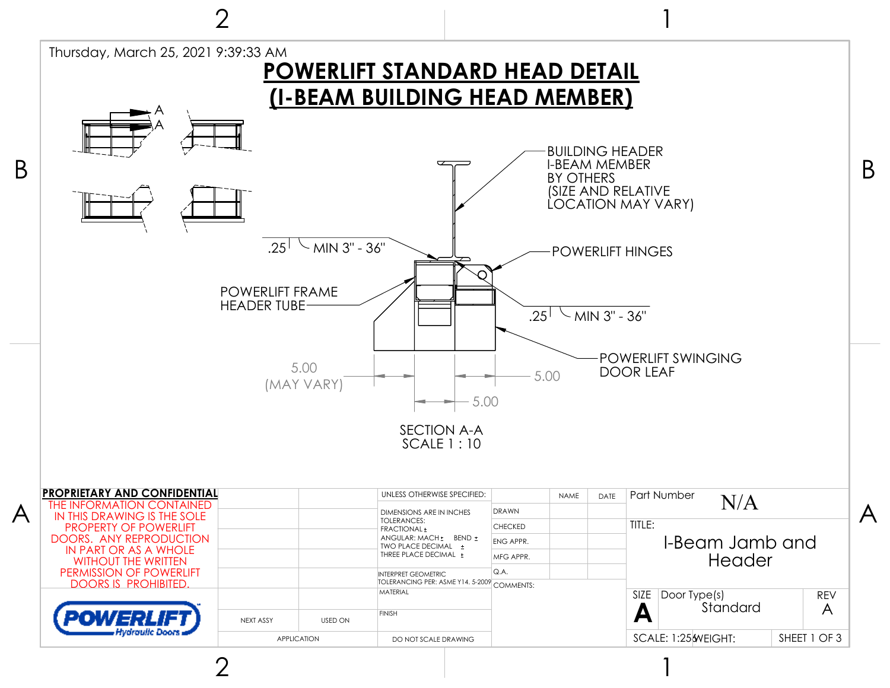Thursday, March 25, 2021 9:39:33 AM

# POWERLIFT STANDARD HEAD DETAIL
# (I-BEAM BUILDING HEAD MEMBER)

A
A

BUILDING HEADER
I-BEAM MEMBER
BY OTHERS
(SIZE AND RELATIVE
LOCATION MAY VARY)

.25 MIN 3" - 36"

POWERLIFT HINGES

POWERLIFT FRAME
HEADER TUBE

.25 MIN 3" - 36"

POWERLIFT SWINGING
DOOR LEAF

5.00
(MAY VARY)

5.00

5.00

SECTION A-A
SCALE 1 : 10

**PROPRIETARY AND CONFIDENTIAL**

THE INFORMATION CONTAINED IN THIS DRAWING IS THE SOLE PROPERTY OF POWERLIFT DOORS. ANY REPRODUCTION IN PART OR AS A WHOLE WITHOUT THE WRITTEN PERMISSION OF POWERLIFT DOORS IS PROHIBITED.

POWERLIFT Hydraulic Doors

| NEXT ASSY | USED ON |
| --- | --- |
| APPLICATION | |

UNLESS OTHERWISE SPECIFIED:

DIMENSIONS ARE IN INCHES
TOLERANCES:
FRACTIONAL ±
ANGULAR: MACH ± BEND ±
TWO PLACE DECIMAL ±
THREE PLACE DECIMAL ±

INTERPRET GEOMETRIC TOLERANCING PER: ASME Y14. 5-2009

MATERIAL

FINISH

DO NOT SCALE DRAWING

| | NAME | DATE |
| --- | --- | --- |
| DRAWN | | |
| CHECKED | | |
| ENG APPR. | | |
| MFG APPR. | | |
| Q.A. | | |

COMMENTS:

Part Number: N/A

TITLE: I-Beam Jamb and Header

| SIZE | Door Type(s) | REV |
| --- | --- | --- |
| A | Standard | A |

SCALE: 1:25 WEIGHT: SHEET 1 OF 3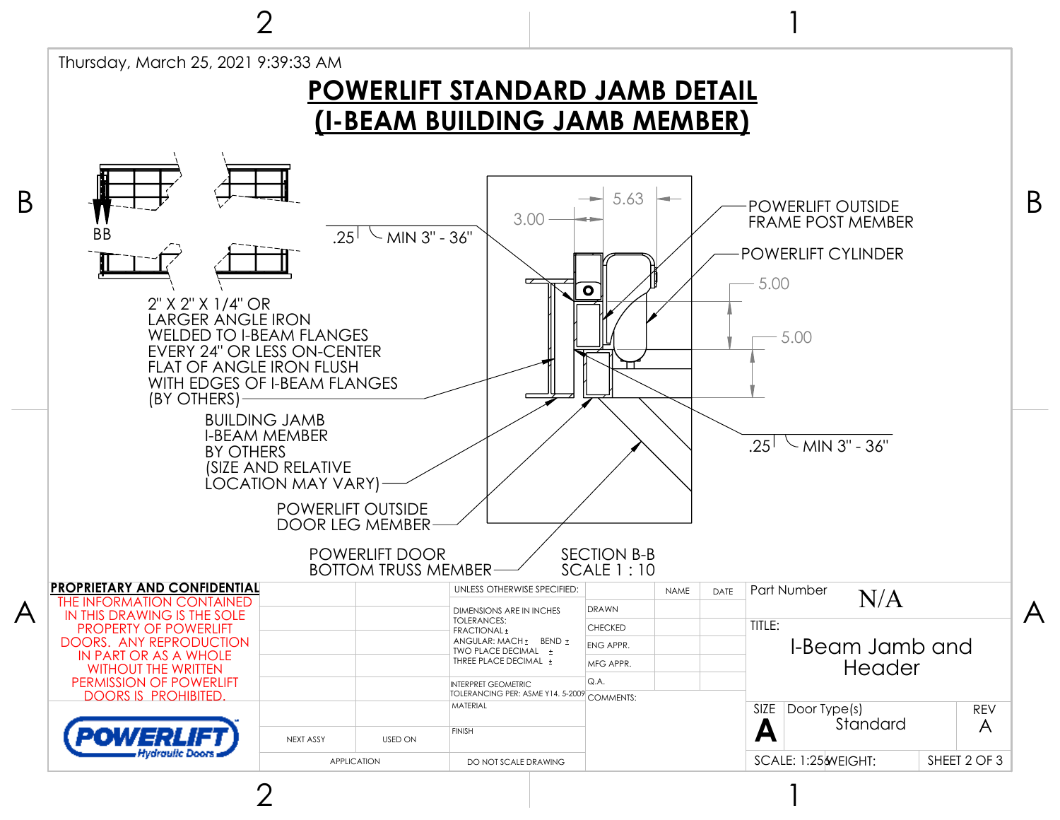Thursday, March 25, 2021 9:39:33 AM

# POWERLIFT STANDARD JAMB DETAIL
# (I-BEAM BUILDING JAMB MEMBER)

BB

.25 MIN 3" - 36"

3.00

5.63

POWERLIFT OUTSIDE FRAME POST MEMBER

POWERLIFT CYLINDER

5.00

5.00

2" X 2" X 1/4" OR LARGER ANGLE IRON WELDED TO I-BEAM FLANGES EVERY 24" OR LESS ON-CENTER FLAT OF ANGLE IRON FLUSH WITH EDGES OF I-BEAM FLANGES (BY OTHERS)

BUILDING JAMB I-BEAM MEMBER BY OTHERS (SIZE AND RELATIVE LOCATION MAY VARY)

.25 MIN 3" - 36"

POWERLIFT OUTSIDE DOOR LEG MEMBER

POWERLIFT DOOR BOTTOM TRUSS MEMBER

SECTION B-B
SCALE 1 : 10

**PROPRIETARY AND CONFIDENTIAL**

THE INFORMATION CONTAINED IN THIS DRAWING IS THE SOLE PROPERTY OF POWERLIFT DOORS. ANY REPRODUCTION IN PART OR AS A WHOLE WITHOUT THE WRITTEN PERMISSION OF POWERLIFT DOORS IS PROHIBITED.

POWERLIFT Hydraulic Doors

| NEXT ASSY | USED ON |
|---|---|
| APPLICATION | |

UNLESS OTHERWISE SPECIFIED:
DIMENSIONS ARE IN INCHES
TOLERANCES:
FRACTIONAL ±
ANGULAR: MACH ± BEND ±
TWO PLACE DECIMAL ±
THREE PLACE DECIMAL ±
INTERPRET GEOMETRIC TOLERANCING PER: ASME Y14. 5-2009
MATERIAL
FINISH
DO NOT SCALE DRAWING

| | NAME | DATE |
|---|---|---|
| DRAWN | | |
| CHECKED | | |
| ENG APPR. | | |
| MFG APPR. | | |
| Q.A. | | |

COMMENTS:

Part Number: N/A

TITLE: I-Beam Jamb and Header

SIZE: A | Door Type(s): Standard | REV: A

SCALE: 1:256 | WEIGHT: | SHEET 2 OF 3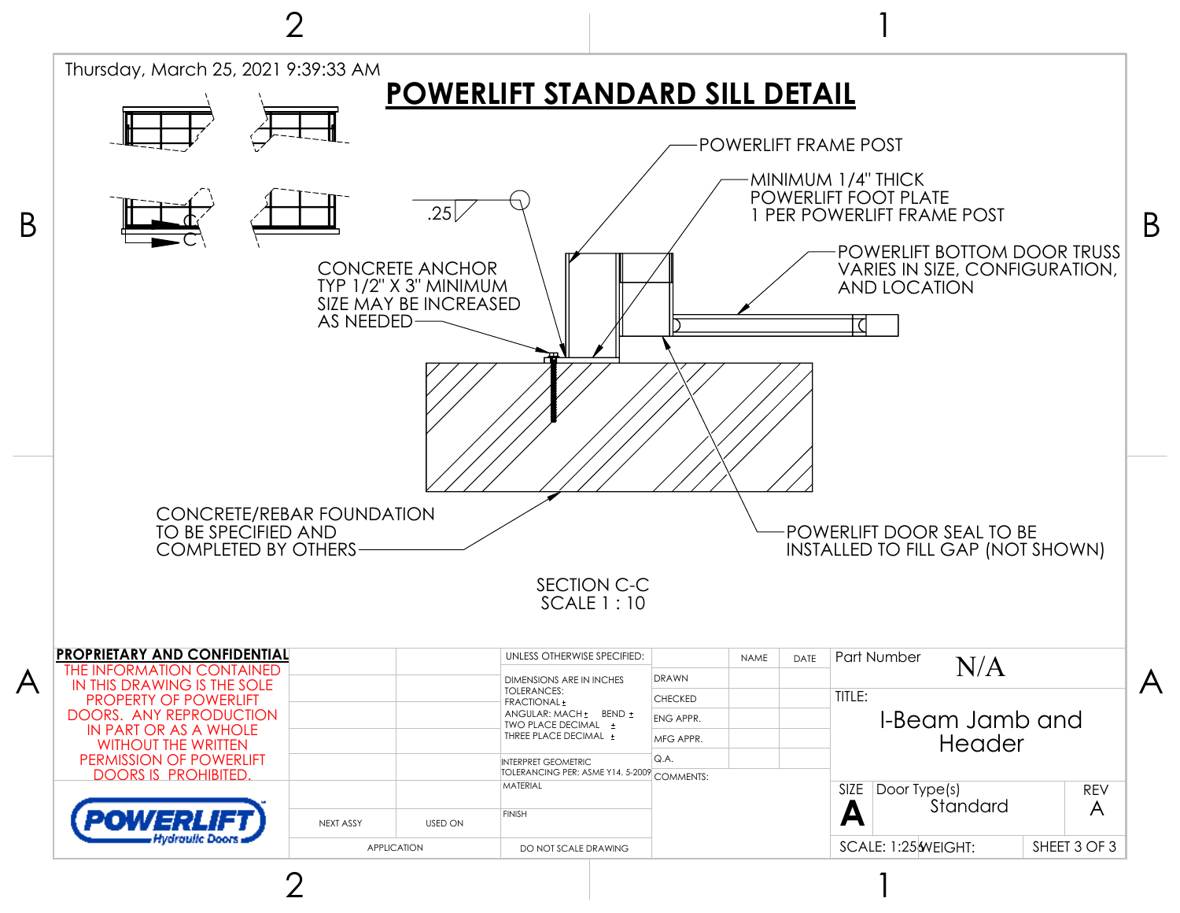Thursday, March 25, 2021 9:39:33 AM

# POWERLIFT STANDARD SILL DETAIL

POWERLIFT FRAME POST

MINIMUM 1/4" THICK
POWERLIFT FOOT PLATE
1 PER POWERLIFT FRAME POST

POWERLIFT BOTTOM DOOR TRUSS
VARIES IN SIZE, CONFIGURATION,
AND LOCATION

.25

CONCRETE ANCHOR
TYP 1/2" X 3" MINIMUM
SIZE MAY BE INCREASED
AS NEEDED

CONCRETE/REBAR FOUNDATION
TO BE SPECIFIED AND
COMPLETED BY OTHERS

POWERLIFT DOOR SEAL TO BE
INSTALLED TO FILL GAP (NOT SHOWN)

C

C

SECTION C-C
SCALE 1 : 10

**PROPRIETARY AND CONFIDENTIAL**

THE INFORMATION CONTAINED IN THIS DRAWING IS THE SOLE PROPERTY OF POWERLIFT DOORS. ANY REPRODUCTION IN PART OR AS A WHOLE WITHOUT THE WRITTEN PERMISSION OF POWERLIFT DOORS IS PROHIBITED.

POWERLIFT Hydraulic Doors

| | |
|---|---|
| NEXT ASSY | USED ON |
| APPLICATION | |

UNLESS OTHERWISE SPECIFIED:
DIMENSIONS ARE IN INCHES
TOLERANCES:
FRACTIONAL ±
ANGULAR: MACH ± BEND ±
TWO PLACE DECIMAL ±
THREE PLACE DECIMAL ±

INTERPRET GEOMETRIC TOLERANCING PER: ASME Y14. 5-2009

MATERIAL

FINISH

DO NOT SCALE DRAWING

| | NAME | DATE |
|---|---|---|
| DRAWN | | |
| CHECKED | | |
| ENG APPR. | | |
| MFG APPR. | | |
| Q.A. | | |

COMMENTS:

Part Number: N/A

TITLE: I-Beam Jamb and Header

SIZE: A

Door Type(s): Standard

REV: A

SCALE: 1:25

WEIGHT:

SHEET 3 OF 3